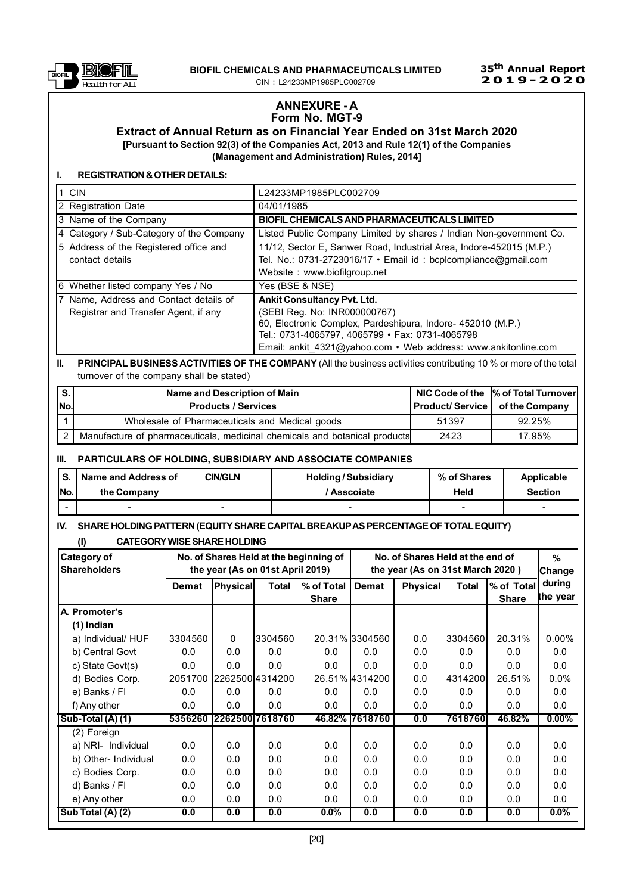# ANNEXURE - A

## Form No. MGT-9

### Extract of Annual Return as on Financial Year Ended on 31st March 2020

**[Pursuant to Section 92(3) of the Companies Act, 2013 and Rule 12(1) of the Companies (Management and Administration) Rules, 2014]**

### I. REGISTRATION & OTHER DETAILS:

| | | |
|---|---|---|
| 1 | CIN | L24233MP1985PLC002709 |
| 2 | Registration Date | 04/01/1985 |
| 3 | Name of the Company | **BIOFIL CHEMICALS AND PHARMACEUTICALS LIMITED** |
| 4 | Category / Sub-Category of the Company | Listed Public Company Limited by shares / Indian Non-government Co. |
| 5 | Address of the Registered office and contact details | 11/12, Sector E, Sanwer Road, Industrial Area, Indore-452015 (M.P.) Tel. No.: 0731-2723016/17 • Email id : bcplcompliance@gmail.com Website : www.biofilgroup.net |
| 6 | Whether listed company Yes / No | Yes (BSE & NSE) |
| 7 | Name, Address and Contact details of Registrar and Transfer Agent, if any | **Ankit Consultancy Pvt. Ltd.** (SEBI Reg. No: INR000000767) 60, Electronic Complex, Pardeshipura, Indore- 452010 (M.P.) Tel.: 0731-4065797, 4065799 • Fax: 0731-4065798 Email: ankit_4321@yahoo.com • Web address: www.ankitonline.com |

### II. PRINCIPAL BUSINESS ACTIVITIES OF THE COMPANY (All the business activities contributing 10 % or more of the total turnover of the company shall be stated)

| S. No. | Name and Description of Main Products / Services | NIC Code of the Product/ Service | % of Total Turnover of the Company |
|---|---|---|---|
| 1 | Wholesale of Pharmaceuticals and Medical goods | 51397 | 92.25% |
| 2 | Manufacture of pharmaceuticals, medicinal chemicals and botanical products | 2423 | 17.95% |

### III. PARTICULARS OF HOLDING, SUBSIDIARY AND ASSOCIATE COMPANIES

| S. No. | Name and Address of the Company | CIN/GLN | Holding / Subsidiary / Asscoiate | % of Shares Held | Applicable Section |
|---|---|---|---|---|---|
| - | - | - | - | - | - |

### IV. SHARE HOLDING PATTERN (EQUITY SHARE CAPITAL BREAKUP AS PERCENTAGE OF TOTAL EQUITY)

#### (I) CATEGORY WISE SHARE HOLDING

| Category of Shareholders | No. of Shares Held at the beginning of the year (As on 01st April 2019) | | | | No. of Shares Held at the end of the year (As on 31st March 2020 ) | | | | % Change during the year |
|---|---|---|---|---|---|---|---|---|---|
| | Demat | Physical | Total | % of Total Share | Demat | Physical | Total | % of Total Share | |
| **A. Promoter's** | | | | | | | | | |
| **(1) Indian** | | | | | | | | | |
| a) Individual/ HUF | 3304560 | 0 | 3304560 | 20.31% | 3304560 | 0.0 | 3304560 | 20.31% | 0.00% |
| b) Central Govt | 0.0 | 0.0 | 0.0 | 0.0 | 0.0 | 0.0 | 0.0 | 0.0 | 0.0 |
| c) State Govt(s) | 0.0 | 0.0 | 0.0 | 0.0 | 0.0 | 0.0 | 0.0 | 0.0 | 0.0 |
| d) Bodies Corp. | 2051700 | 2262500 | 4314200 | 26.51% | 4314200 | 0.0 | 4314200 | 26.51% | 0.0% |
| e) Banks / FI | 0.0 | 0.0 | 0.0 | 0.0 | 0.0 | 0.0 | 0.0 | 0.0 | 0.0 |
| f) Any other | 0.0 | 0.0 | 0.0 | 0.0 | 0.0 | 0.0 | 0.0 | 0.0 | 0.0 |
| **Sub-Total (A) (1)** | **5356260** | **2262500** | **7618760** | **46.82%** | **7618760** | **0.0** | **7618760** | **46.82%** | **0.00%** |
| (2) Foreign | | | | | | | | | |
| a) NRI- Individual | 0.0 | 0.0 | 0.0 | 0.0 | 0.0 | 0.0 | 0.0 | 0.0 | 0.0 |
| b) Other- Individual | 0.0 | 0.0 | 0.0 | 0.0 | 0.0 | 0.0 | 0.0 | 0.0 | 0.0 |
| c) Bodies Corp. | 0.0 | 0.0 | 0.0 | 0.0 | 0.0 | 0.0 | 0.0 | 0.0 | 0.0 |
| d) Banks / FI | 0.0 | 0.0 | 0.0 | 0.0 | 0.0 | 0.0 | 0.0 | 0.0 | 0.0 |
| e) Any other | 0.0 | 0.0 | 0.0 | 0.0 | 0.0 | 0.0 | 0.0 | 0.0 | 0.0 |
| **Sub Total (A) (2)** | **0.0** | **0.0** | **0.0** | **0.0%** | **0.0** | **0.0** | **0.0** | **0.0** | **0.0%** |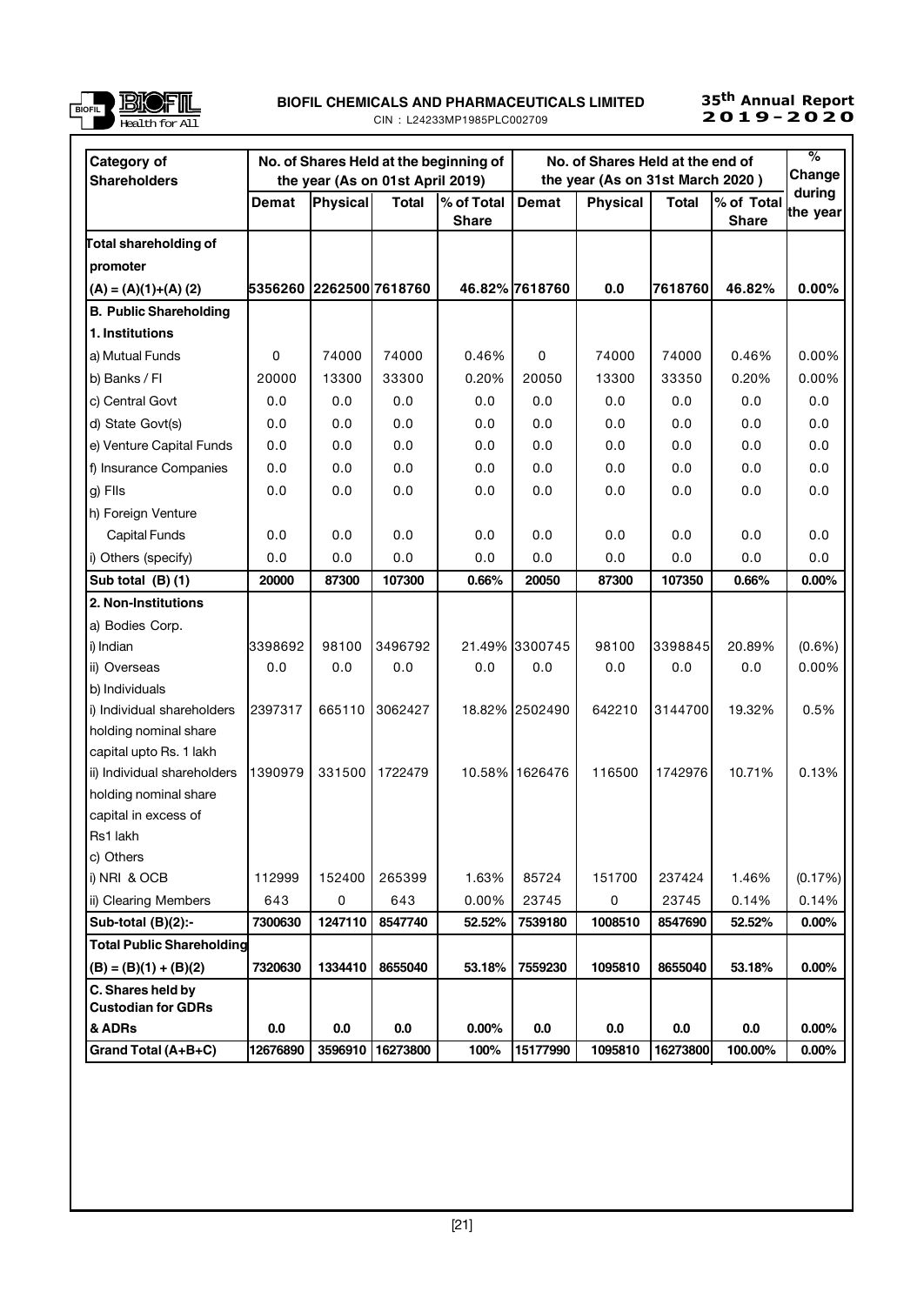| Category of Shareholders | No. of Shares Held at the beginning of the year (As on 01st April 2019) | | | | No. of Shares Held at the end of the year (As on 31st March 2020 ) | | | | % Change during the year |
|---|---|---|---|---|---|---|---|---|---|
| | Demat | Physical | Total | % of Total Share | Demat | Physical | Total | % of Total Share | |
| Total shareholding of promoter (A) = (A)(1)+(A) (2) | 5356260 | 2262500 | 7618760 | 46.82% | 7618760 | 0.0 | 7618760 | 46.82% | 0.00% |
| **B. Public Shareholding** | | | | | | | | | |
| **1. Institutions** | | | | | | | | | |
| a) Mutual Funds | 0 | 74000 | 74000 | 0.46% | 0 | 74000 | 74000 | 0.46% | 0.00% |
| b) Banks / FI | 20000 | 13300 | 33300 | 0.20% | 20050 | 13300 | 33350 | 0.20% | 0.00% |
| c) Central Govt | 0.0 | 0.0 | 0.0 | 0.0 | 0.0 | 0.0 | 0.0 | 0.0 | 0.0 |
| d) State Govt(s) | 0.0 | 0.0 | 0.0 | 0.0 | 0.0 | 0.0 | 0.0 | 0.0 | 0.0 |
| e) Venture Capital Funds | 0.0 | 0.0 | 0.0 | 0.0 | 0.0 | 0.0 | 0.0 | 0.0 | 0.0 |
| f) Insurance Companies | 0.0 | 0.0 | 0.0 | 0.0 | 0.0 | 0.0 | 0.0 | 0.0 | 0.0 |
| g) FIIs | 0.0 | 0.0 | 0.0 | 0.0 | 0.0 | 0.0 | 0.0 | 0.0 | 0.0 |
| h) Foreign Venture Capital Funds | 0.0 | 0.0 | 0.0 | 0.0 | 0.0 | 0.0 | 0.0 | 0.0 | 0.0 |
| i) Others (specify) | 0.0 | 0.0 | 0.0 | 0.0 | 0.0 | 0.0 | 0.0 | 0.0 | 0.0 |
| **Sub total (B) (1)** | **20000** | **87300** | **107300** | **0.66%** | **20050** | **87300** | **107350** | **0.66%** | **0.00%** |
| **2. Non-Institutions** | | | | | | | | | |
| a) Bodies Corp. | | | | | | | | | |
| i) Indian | 3398692 | 98100 | 3496792 | 21.49% | 3300745 | 98100 | 3398845 | 20.89% | (0.6%) |
| ii) Overseas | 0.0 | 0.0 | 0.0 | 0.0 | 0.0 | 0.0 | 0.0 | 0.0 | 0.00% |
| b) Individuals | | | | | | | | | |
| i) Individual shareholders holding nominal share capital upto Rs. 1 lakh | 2397317 | 665110 | 3062427 | 18.82% | 2502490 | 642210 | 3144700 | 19.32% | 0.5% |
| ii) Individual shareholders holding nominal share capital in excess of Rs1 lakh | 1390979 | 331500 | 1722479 | 10.58% | 1626476 | 116500 | 1742976 | 10.71% | 0.13% |
| c) Others | | | | | | | | | |
| i) NRI & OCB | 112999 | 152400 | 265399 | 1.63% | 85724 | 151700 | 237424 | 1.46% | (0.17%) |
| ii) Clearing Members | 643 | 0 | 643 | 0.00% | 23745 | 0 | 23745 | 0.14% | 0.14% |
| **Sub-total (B)(2):-** | **7300630** | **1247110** | **8547740** | **52.52%** | **7539180** | **1008510** | **8547690** | **52.52%** | **0.00%** |
| **Total Public Shareholding (B) = (B)(1) + (B)(2)** | **7320630** | **1334410** | **8655040** | **53.18%** | **7559230** | **1095810** | **8655040** | **53.18%** | **0.00%** |
| **C. Shares held by Custodian for GDRs & ADRs** | **0.0** | **0.0** | **0.0** | **0.00%** | **0.0** | **0.0** | **0.0** | **0.0** | **0.00%** |
| **Grand Total (A+B+C)** | **12676890** | **3596910** | **16273800** | **100%** | **15177990** | **1095810** | **16273800** | **100.00%** | **0.00%** |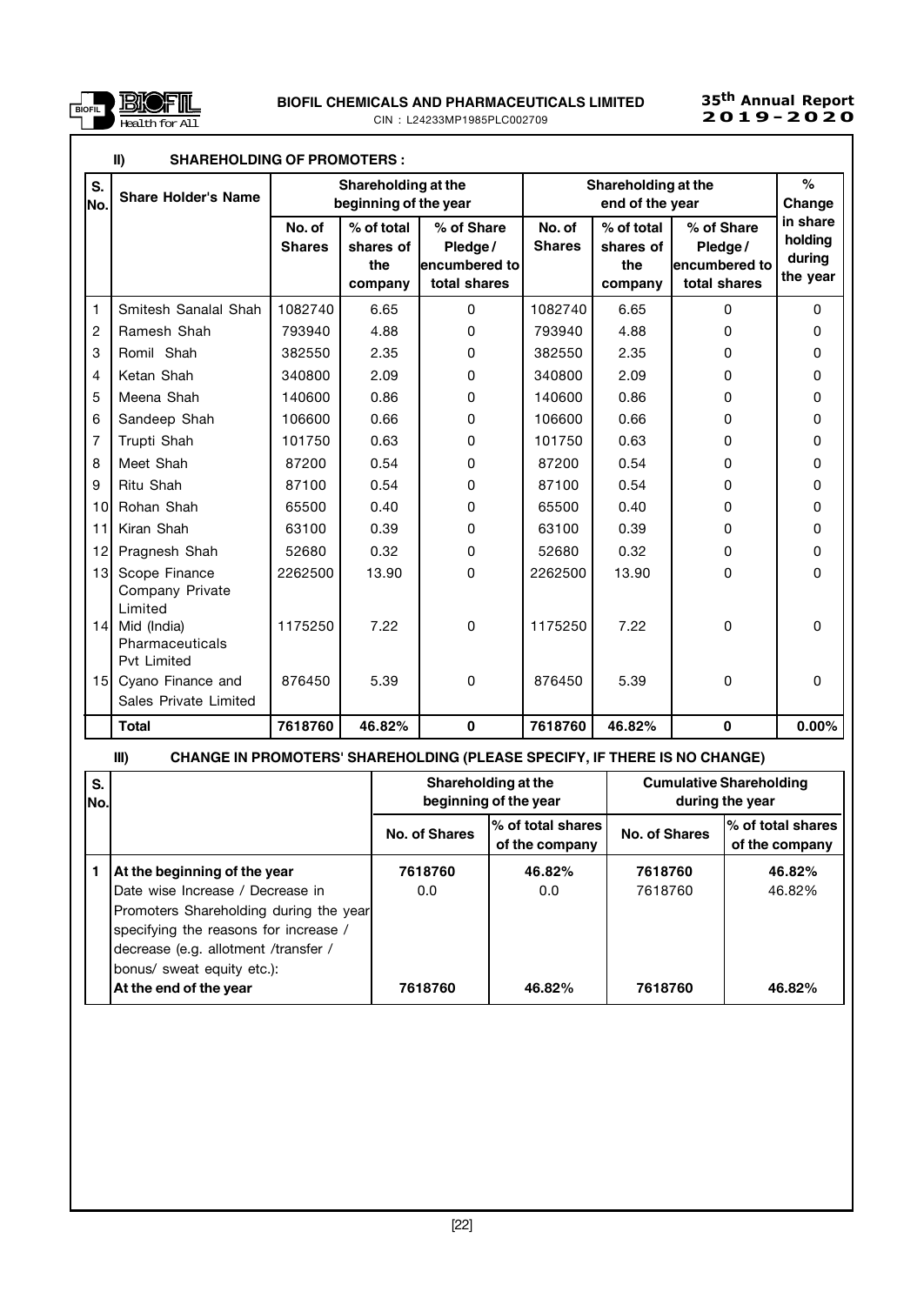### II) SHAREHOLDING OF PROMOTERS :

| S. No. | Share Holder's Name | Shareholding at the beginning of the year | | | Shareholding at the end of the year | | | % Change in share holding during the year |
|---|---|---|---|---|---|---|---|---|
| | | No. of Shares | % of total shares of the company | % of Share Pledge / encumbered to total shares | No. of Shares | % of total shares of the company | % of Share Pledge / encumbered to total shares | |
| 1 | Smitesh Sanalal Shah | 1082740 | 6.65 | 0 | 1082740 | 6.65 | 0 | 0 |
| 2 | Ramesh Shah | 793940 | 4.88 | 0 | 793940 | 4.88 | 0 | 0 |
| 3 | Romil Shah | 382550 | 2.35 | 0 | 382550 | 2.35 | 0 | 0 |
| 4 | Ketan Shah | 340800 | 2.09 | 0 | 340800 | 2.09 | 0 | 0 |
| 5 | Meena Shah | 140600 | 0.86 | 0 | 140600 | 0.86 | 0 | 0 |
| 6 | Sandeep Shah | 106600 | 0.66 | 0 | 106600 | 0.66 | 0 | 0 |
| 7 | Trupti Shah | 101750 | 0.63 | 0 | 101750 | 0.63 | 0 | 0 |
| 8 | Meet Shah | 87200 | 0.54 | 0 | 87200 | 0.54 | 0 | 0 |
| 9 | Ritu Shah | 87100 | 0.54 | 0 | 87100 | 0.54 | 0 | 0 |
| 10 | Rohan Shah | 65500 | 0.40 | 0 | 65500 | 0.40 | 0 | 0 |
| 11 | Kiran Shah | 63100 | 0.39 | 0 | 63100 | 0.39 | 0 | 0 |
| 12 | Pragnesh Shah | 52680 | 0.32 | 0 | 52680 | 0.32 | 0 | 0 |
| 13 | Scope Finance Company Private Limited | 2262500 | 13.90 | 0 | 2262500 | 13.90 | 0 | 0 |
| 14 | Mid (India) Pharmaceuticals Pvt Limited | 1175250 | 7.22 | 0 | 1175250 | 7.22 | 0 | 0 |
| 15 | Cyano Finance and Sales Private Limited | 876450 | 5.39 | 0 | 876450 | 5.39 | 0 | 0 |
| | **Total** | **7618760** | **46.82%** | **0** | **7618760** | **46.82%** | **0** | **0.00%** |

### III) CHANGE IN PROMOTERS' SHAREHOLDING (PLEASE SPECIFY, IF THERE IS NO CHANGE)

| S. No. | | Shareholding at the beginning of the year | | Cumulative Shareholding during the year | |
|---|---|---|---|---|---|
| | | No. of Shares | % of total shares of the company | No. of Shares | % of total shares of the company |
| 1 | **At the beginning of the year** | **7618760** | **46.82%** | **7618760** | **46.82%** |
| | Date wise Increase / Decrease in Promoters Shareholding during the year specifying the reasons for increase / decrease (e.g. allotment /transfer / bonus/ sweat equity etc.): | 0.0 | 0.0 | 7618760 | 46.82% |
| | **At the end of the year** | **7618760** | **46.82%** | **7618760** | **46.82%** |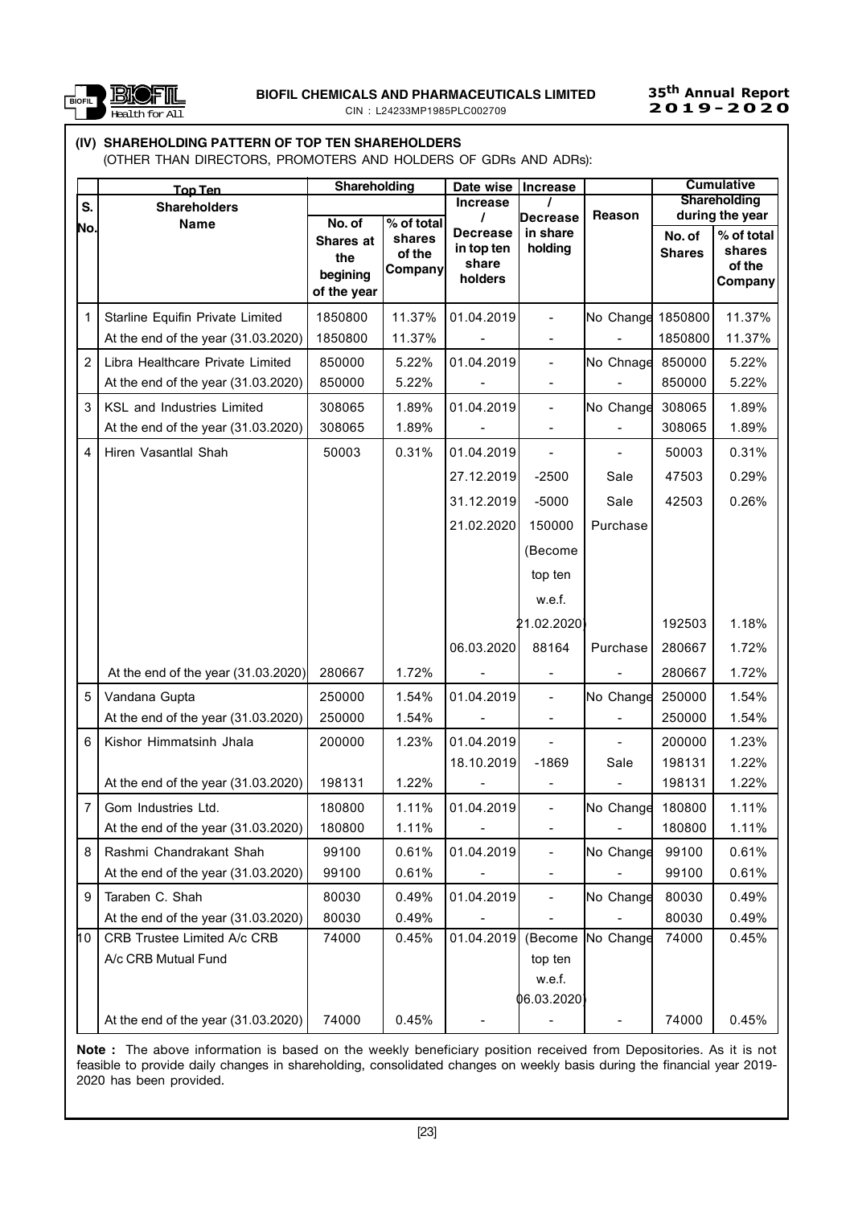### (IV) SHAREHOLDING PATTERN OF TOP TEN SHAREHOLDERS

(OTHER THAN DIRECTORS, PROMOTERS AND HOLDERS OF GDRs AND ADRs):

| S. No. | Top Ten Shareholders Name | Shareholding | | Date wise Increase / Decrease in top ten share holders | Increase / Decrease in share holding | Reason | Cumulative Shareholding during the year | |
|---|---|---|---|---|---|---|---|---|
| | | No. of Shares at the begining of the year | % of total shares of the Company | | | | No. of Shares | % of total shares of the Company |
| 1 | Starline Equifin Private Limited | 1850800 | 11.37% | 01.04.2019 | - | No Change | 1850800 | 11.37% |
| | At the end of the year (31.03.2020) | 1850800 | 11.37% | - | - | - | 1850800 | 11.37% |
| 2 | Libra Healthcare Private Limited | 850000 | 5.22% | 01.04.2019 | - | No Chnage | 850000 | 5.22% |
| | At the end of the year (31.03.2020) | 850000 | 5.22% | - | - | - | 850000 | 5.22% |
| 3 | KSL and Industries Limited | 308065 | 1.89% | 01.04.2019 | - | No Change | 308065 | 1.89% |
| | At the end of the year (31.03.2020) | 308065 | 1.89% | - | - | - | 308065 | 1.89% |
| 4 | Hiren Vasantlal Shah | 50003 | 0.31% | 01.04.2019 | - | - | 50003 | 0.31% |
| | | | | 27.12.2019 | -2500 | Sale | 47503 | 0.29% |
| | | | | 31.12.2019 | -5000 | Sale | 42503 | 0.26% |
| | | | | 21.02.2020 | 150000 (Become top ten w.e.f. 21.02.2020) | Purchase | 192503 | 1.18% |
| | | | | 06.03.2020 | 88164 | Purchase | 280667 | 1.72% |
| | At the end of the year (31.03.2020) | 280667 | 1.72% | - | - | - | 280667 | 1.72% |
| 5 | Vandana Gupta | 250000 | 1.54% | 01.04.2019 | - | No Change | 250000 | 1.54% |
| | At the end of the year (31.03.2020) | 250000 | 1.54% | - | - | - | 250000 | 1.54% |
| 6 | Kishor Himmatsinh Jhala | 200000 | 1.23% | 01.04.2019 | - | - | 200000 | 1.23% |
| | | | | 18.10.2019 | -1869 | Sale | 198131 | 1.22% |
| | At the end of the year (31.03.2020) | 198131 | 1.22% | - | - | - | 198131 | 1.22% |
| 7 | Gom Industries Ltd. | 180800 | 1.11% | 01.04.2019 | - | No Change | 180800 | 1.11% |
| | At the end of the year (31.03.2020) | 180800 | 1.11% | - | - | - | 180800 | 1.11% |
| 8 | Rashmi Chandrakant Shah | 99100 | 0.61% | 01.04.2019 | - | No Change | 99100 | 0.61% |
| | At the end of the year (31.03.2020) | 99100 | 0.61% | - | - | - | 99100 | 0.61% |
| 9 | Taraben C. Shah | 80030 | 0.49% | 01.04.2019 | - | No Change | 80030 | 0.49% |
| | At the end of the year (31.03.2020) | 80030 | 0.49% | - | - | - | 80030 | 0.49% |
| 10 | CRB Trustee Limited A/c CRB A/c CRB Mutual Fund | 74000 | 0.45% | 01.04.2019 | (Become top ten w.e.f. 06.03.2020) | No Change | 74000 | 0.45% |
| | At the end of the year (31.03.2020) | 74000 | 0.45% | - | - | - | 74000 | 0.45% |

**Note :** The above information is based on the weekly beneficiary position received from Depositories. As it is not feasible to provide daily changes in shareholding, consolidated changes on weekly basis during the financial year 2019-2020 has been provided.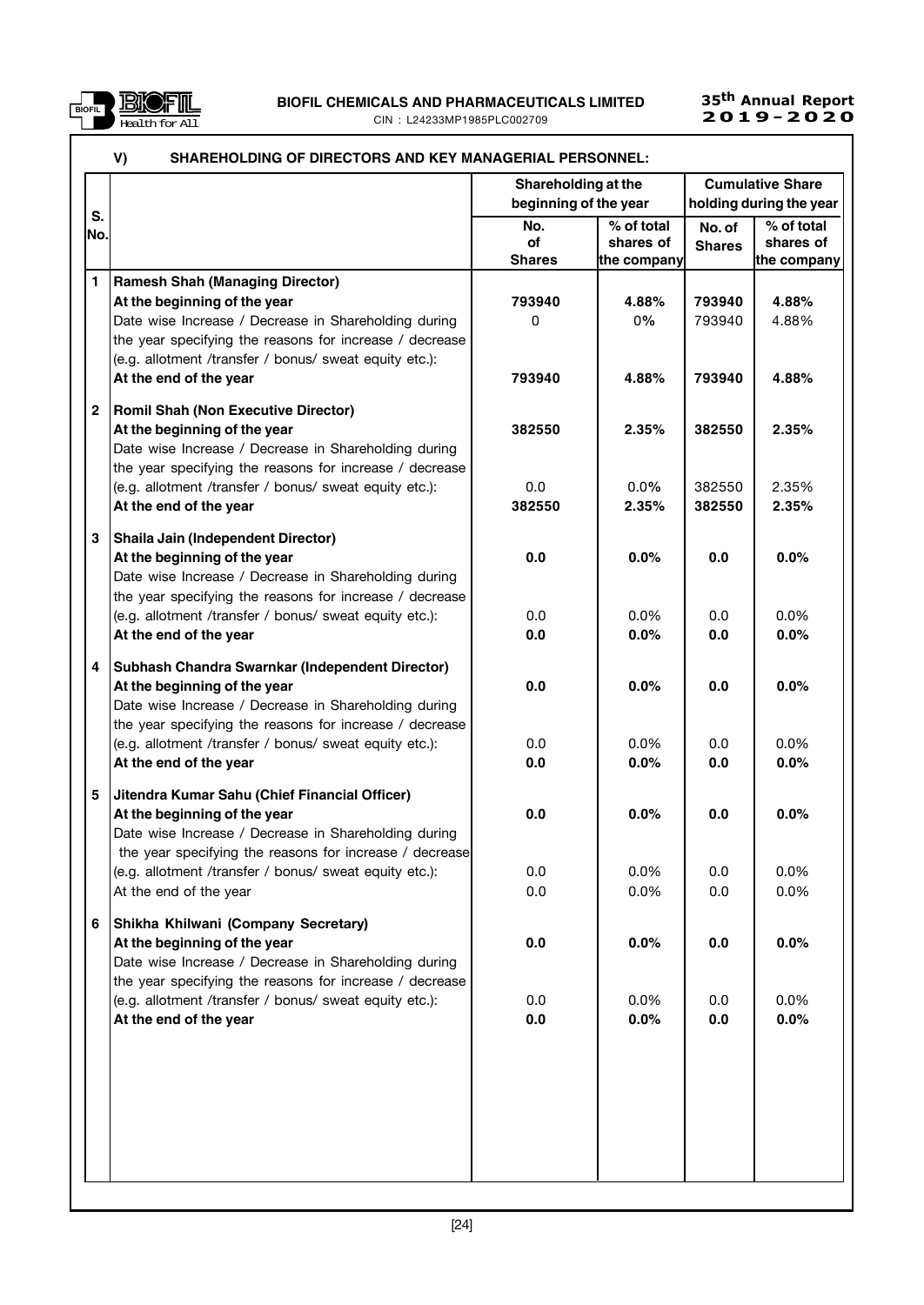### V) SHAREHOLDING OF DIRECTORS AND KEY MANAGERIAL PERSONNEL:

| S. No. | | Shareholding at the beginning of the year | | Cumulative Share holding during the year | |
|---|---|---|---|---|---|
| | | No. of Shares | % of total shares of the company | No. of Shares | % of total shares of the company |
| 1 | **Ramesh Shah (Managing Director)** | | | | |
| | **At the beginning of the year** | **793940** | **4.88%** | **793940** | **4.88%** |
| | Date wise Increase / Decrease in Shareholding during the year specifying the reasons for increase / decrease (e.g. allotment /transfer / bonus/ sweat equity etc.): | 0 | 0% | 793940 | 4.88% |
| | **At the end of the year** | **793940** | **4.88%** | **793940** | **4.88%** |
| 2 | **Romil Shah (Non Executive Director)** | | | | |
| | **At the beginning of the year** | **382550** | **2.35%** | **382550** | **2.35%** |
| | Date wise Increase / Decrease in Shareholding during the year specifying the reasons for increase / decrease (e.g. allotment /transfer / bonus/ sweat equity etc.): | 0.0 | 0.0% | 382550 | 2.35% |
| | **At the end of the year** | **382550** | **2.35%** | **382550** | **2.35%** |
| 3 | **Shaila Jain (Independent Director)** | | | | |
| | **At the beginning of the year** | **0.0** | **0.0%** | **0.0** | **0.0%** |
| | Date wise Increase / Decrease in Shareholding during the year specifying the reasons for increase / decrease (e.g. allotment /transfer / bonus/ sweat equity etc.): | 0.0 | 0.0% | 0.0 | 0.0% |
| | **At the end of the year** | **0.0** | **0.0%** | **0.0** | **0.0%** |
| 4 | **Subhash Chandra Swarnkar (Independent Director)** | | | | |
| | **At the beginning of the year** | **0.0** | **0.0%** | **0.0** | **0.0%** |
| | Date wise Increase / Decrease in Shareholding during the year specifying the reasons for increase / decrease (e.g. allotment /transfer / bonus/ sweat equity etc.): | 0.0 | 0.0% | 0.0 | 0.0% |
| | **At the end of the year** | **0.0** | **0.0%** | **0.0** | **0.0%** |
| 5 | **Jitendra Kumar Sahu (Chief Financial Officer)** | | | | |
| | **At the beginning of the year** | **0.0** | **0.0%** | **0.0** | **0.0%** |
| | Date wise Increase / Decrease in Shareholding during the year specifying the reasons for increase / decrease (e.g. allotment /transfer / bonus/ sweat equity etc.): | 0.0 | 0.0% | 0.0 | 0.0% |
| | At the end of the year | 0.0 | 0.0% | 0.0 | 0.0% |
| 6 | **Shikha Khilwani (Company Secretary)** | | | | |
| | **At the beginning of the year** | **0.0** | **0.0%** | **0.0** | **0.0%** |
| | Date wise Increase / Decrease in Shareholding during the year specifying the reasons for increase / decrease (e.g. allotment /transfer / bonus/ sweat equity etc.): | 0.0 | 0.0% | 0.0 | 0.0% |
| | **At the end of the year** | **0.0** | **0.0%** | **0.0** | **0.0%** |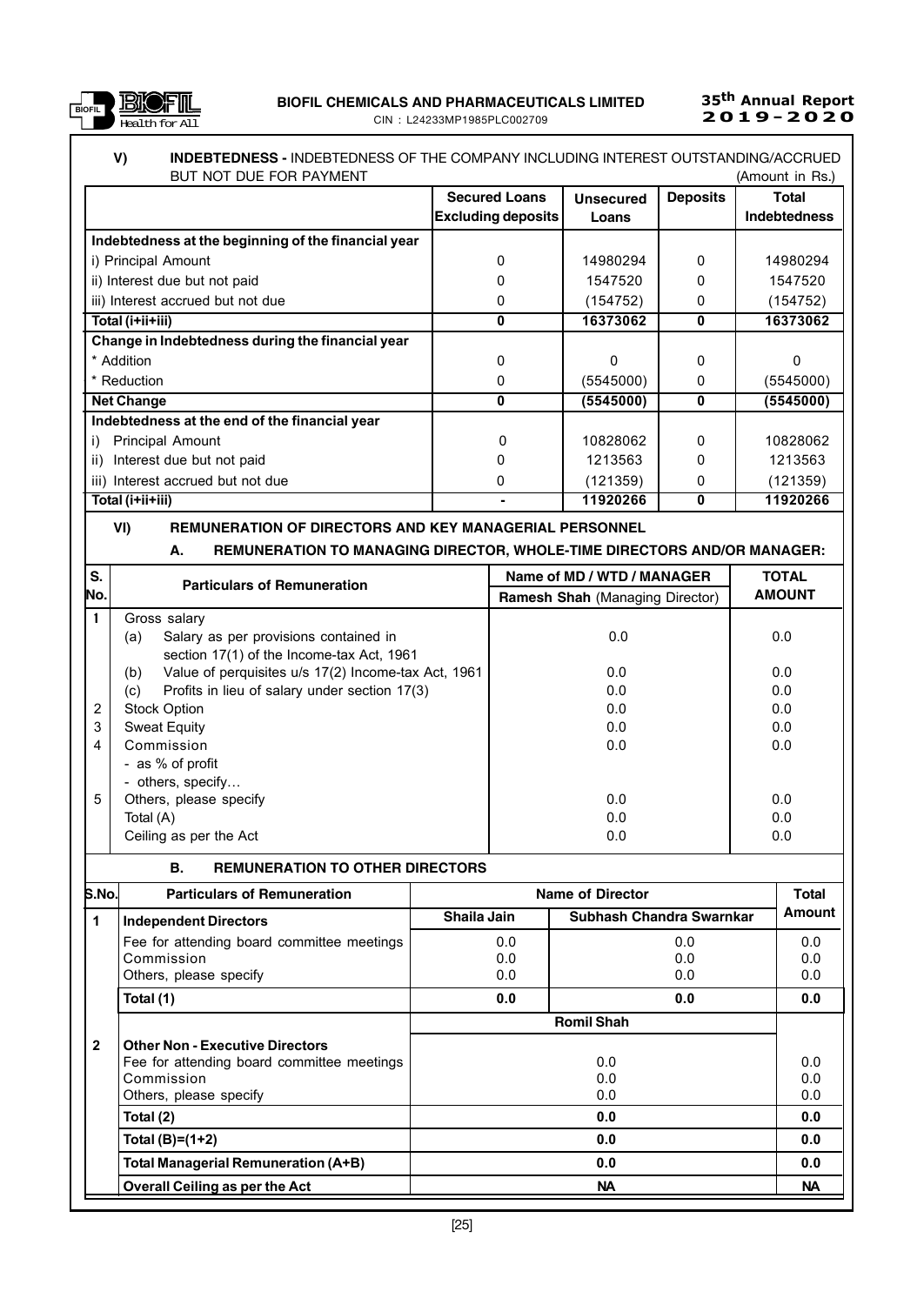### V) INDEBTEDNESS - INDEBTEDNESS OF THE COMPANY INCLUDING INTEREST OUTSTANDING/ACCRUED BUT NOT DUE FOR PAYMENT

(Amount in Rs.)

| | Secured Loans Excluding deposits | Unsecured Loans | Deposits | Total Indebtedness |
|---|---|---|---|---|
| **Indebtedness at the beginning of the financial year** | | | | |
| i) Principal Amount | 0 | 14980294 | 0 | 14980294 |
| ii) Interest due but not paid | 0 | 1547520 | 0 | 1547520 |
| iii) Interest accrued but not due | 0 | (154752) | 0 | (154752) |
| **Total (i+ii+iii)** | **0** | **16373062** | **0** | **16373062** |
| **Change in Indebtedness during the financial year** | | | | |
| * Addition | 0 | 0 | 0 | 0 |
| * Reduction | 0 | (5545000) | 0 | (5545000) |
| **Net Change** | **0** | **(5545000)** | **0** | **(5545000)** |
| **Indebtedness at the end of the financial year** | | | | |
| i) Principal Amount | 0 | 10828062 | 0 | 10828062 |
| ii) Interest due but not paid | 0 | 1213563 | 0 | 1213563 |
| iii) Interest accrued but not due | 0 | (121359) | 0 | (121359) |
| **Total (i+ii+iii)** | **-** | **11920266** | **0** | **11920266** |

### VI) REMUNERATION OF DIRECTORS AND KEY MANAGERIAL PERSONNEL

#### A. REMUNERATION TO MANAGING DIRECTOR, WHOLE-TIME DIRECTORS AND/OR MANAGER:

| S. No. | Particulars of Remuneration | Name of MD / WTD / MANAGER<br>**Ramesh Shah** (Managing Director) | TOTAL AMOUNT |
|---|---|---|---|
| 1 | Gross salary | | |
| | (a) Salary as per provisions contained in section 17(1) of the Income-tax Act, 1961 | 0.0 | 0.0 |
| | (b) Value of perquisites u/s 17(2) Income-tax Act, 1961 | 0.0 | 0.0 |
| | (c) Profits in lieu of salary under section 17(3) | 0.0 | 0.0 |
| 2 | Stock Option | 0.0 | 0.0 |
| 3 | Sweat Equity | 0.0 | 0.0 |
| 4 | Commission<br>- as % of profit<br>- others, specify… | 0.0 | 0.0 |
| 5 | Others, please specify | 0.0 | 0.0 |
| | Total (A) | 0.0 | 0.0 |
| | Ceiling as per the Act | 0.0 | 0.0 |

#### B. REMUNERATION TO OTHER DIRECTORS

| S.No. | Particulars of Remuneration | Name of Director | | Total Amount |
|---|---|---|---|---|
| **1** | **Independent Directors** | **Shaila Jain** | **Subhash Chandra Swarnkar** | |
| | Fee for attending board committee meetings | 0.0 | 0.0 | 0.0 |
| | Commission | 0.0 | 0.0 | 0.0 |
| | Others, please specify | 0.0 | 0.0 | 0.0 |
| | **Total (1)** | **0.0** | **0.0** | **0.0** |
| | | **Romil Shah** | | |
| **2** | **Other Non - Executive Directors** | | | |
| | Fee for attending board committee meetings | 0.0 | | 0.0 |
| | Commission | 0.0 | | 0.0 |
| | Others, please specify | 0.0 | | 0.0 |
| | **Total (2)** | **0.0** | | **0.0** |
| | **Total (B)=(1+2)** | **0.0** | | **0.0** |
| | **Total Managerial Remuneration (A+B)** | **0.0** | | **0.0** |
| | **Overall Ceiling as per the Act** | **NA** | | **NA** |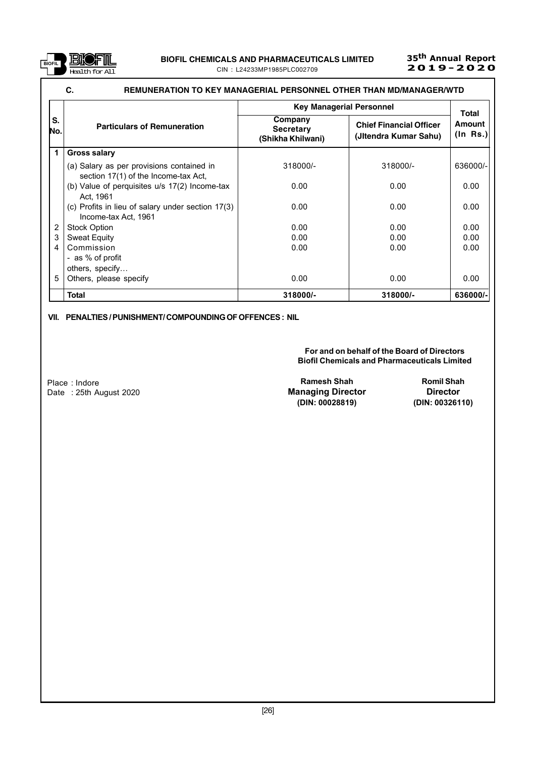### C. REMUNERATION TO KEY MANAGERIAL PERSONNEL OTHER THAN MD/MANAGER/WTD

| S. No. | Particulars of Remuneration | Key Managerial Personnel | | Total Amount (In Rs.) |
|---|---|---|---|---|
| | | Company Secretary (Shikha Khilwani) | Chief Financial Officer (JItendra Kumar Sahu) | |
| 1 | **Gross salary** | | | |
| | (a) Salary as per provisions contained in section 17(1) of the Income-tax Act, | 318000/- | 318000/- | 636000/- |
| | (b) Value of perquisites u/s 17(2) Income-tax Act, 1961 | 0.00 | 0.00 | 0.00 |
| | (c) Profits in lieu of salary under section 17(3) Income-tax Act, 1961 | 0.00 | 0.00 | 0.00 |
| 2 | Stock Option | 0.00 | 0.00 | 0.00 |
| 3 | Sweat Equity | 0.00 | 0.00 | 0.00 |
| 4 | Commission<br>- as % of profit<br>others, specify… | 0.00 | 0.00 | 0.00 |
| 5 | Others, please specify | 0.00 | 0.00 | 0.00 |
| | **Total** | **318000/-** | **318000/-** | **636000/-** |

**VII. PENALTIES / PUNISHMENT/ COMPOUNDING OF OFFENCES : NIL**

**For and on behalf of the Board of Directors**
**Biofil Chemicals and Pharmaceuticals Limited**

Place : Indore
Date : 25th August 2020

**Ramesh Shah**
**Managing Director**
**(DIN: 00028819)**

**Romil Shah**
**Director**
**(DIN: 00326110)**